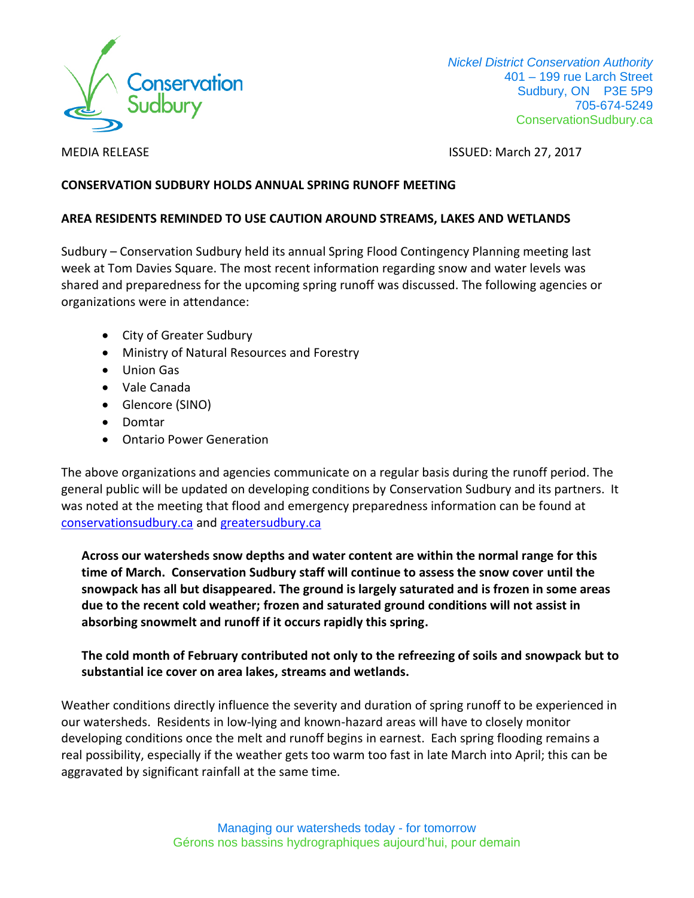Conservation Sudbury

*Nickel District Conservation Authority*
401 – 199 rue Larch Street
Sudbury, ON P3E 5P9
705-674-5249
ConservationSudbury.ca

MEDIA RELEASE

ISSUED: March 27, 2017

**CONSERVATION SUDBURY HOLDS ANNUAL SPRING RUNOFF MEETING**

**AREA RESIDENTS REMINDED TO USE CAUTION AROUND STREAMS, LAKES AND WETLANDS**

Sudbury – Conservation Sudbury held its annual Spring Flood Contingency Planning meeting last week at Tom Davies Square. The most recent information regarding snow and water levels was shared and preparedness for the upcoming spring runoff was discussed. The following agencies or organizations were in attendance:

- City of Greater Sudbury
- Ministry of Natural Resources and Forestry
- Union Gas
- Vale Canada
- Glencore (SINO)
- Domtar
- Ontario Power Generation

The above organizations and agencies communicate on a regular basis during the runoff period. The general public will be updated on developing conditions by Conservation Sudbury and its partners. It was noted at the meeting that flood and emergency preparedness information can be found at conservationsudbury.ca and greatersudbury.ca

**Across our watersheds snow depths and water content are within the normal range for this time of March. Conservation Sudbury staff will continue to assess the snow cover until the snowpack has all but disappeared. The ground is largely saturated and is frozen in some areas due to the recent cold weather; frozen and saturated ground conditions will not assist in absorbing snowmelt and runoff if it occurs rapidly this spring.**

**The cold month of February contributed not only to the refreezing of soils and snowpack but to substantial ice cover on area lakes, streams and wetlands.**

Weather conditions directly influence the severity and duration of spring runoff to be experienced in our watersheds. Residents in low-lying and known-hazard areas will have to closely monitor developing conditions once the melt and runoff begins in earnest. Each spring flooding remains a real possibility, especially if the weather gets too warm too fast in late March into April; this can be aggravated by significant rainfall at the same time.

Managing our watersheds today - for tomorrow
Gérons nos bassins hydrographiques aujourd'hui, pour demain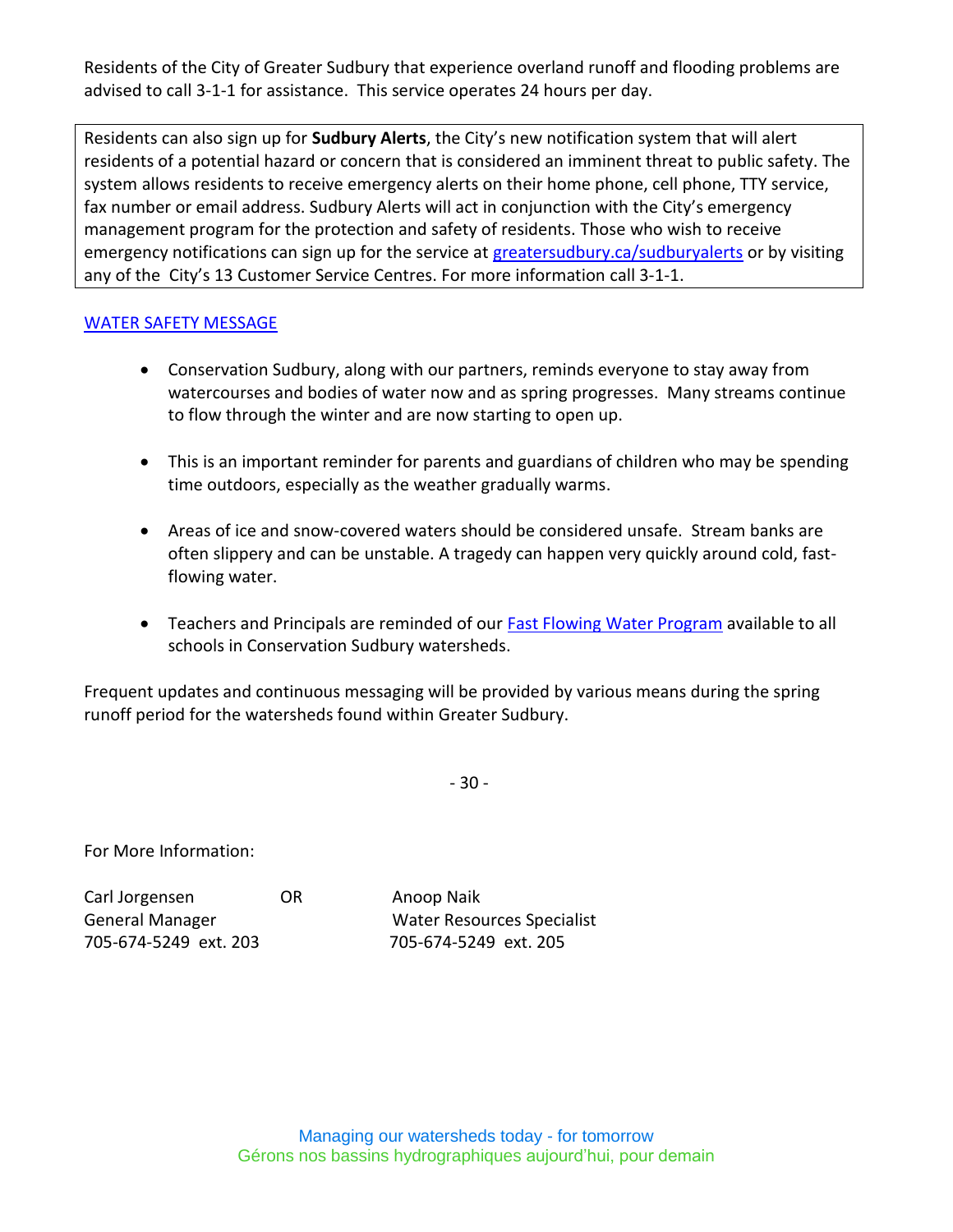Residents of the City of Greater Sudbury that experience overland runoff and flooding problems are advised to call 3-1-1 for assistance. This service operates 24 hours per day.

Residents can also sign up for **Sudbury Alerts**, the City's new notification system that will alert residents of a potential hazard or concern that is considered an imminent threat to public safety. The system allows residents to receive emergency alerts on their home phone, cell phone, TTY service, fax number or email address. Sudbury Alerts will act in conjunction with the City's emergency management program for the protection and safety of residents. Those who wish to receive emergency notifications can sign up for the service at greatersudbury.ca/sudburyalerts or by visiting any of the City's 13 Customer Service Centres. For more information call 3-1-1.

WATER SAFETY MESSAGE

- Conservation Sudbury, along with our partners, reminds everyone to stay away from watercourses and bodies of water now and as spring progresses. Many streams continue to flow through the winter and are now starting to open up.
- This is an important reminder for parents and guardians of children who may be spending time outdoors, especially as the weather gradually warms.
- Areas of ice and snow-covered waters should be considered unsafe. Stream banks are often slippery and can be unstable. A tragedy can happen very quickly around cold, fast-flowing water.
- Teachers and Principals are reminded of our Fast Flowing Water Program available to all schools in Conservation Sudbury watersheds.

Frequent updates and continuous messaging will be provided by various means during the spring runoff period for the watersheds found within Greater Sudbury.

\- 30 -

For More Information:

| | | |
|---|---|---|
| Carl Jorgensen | OR | Anoop Naik |
| General Manager | | Water Resources Specialist |
| 705-674-5249 ext. 203 | | 705-674-5249 ext. 205 |

Managing our watersheds today - for tomorrow
Gérons nos bassins hydrographiques aujourd'hui, pour demain